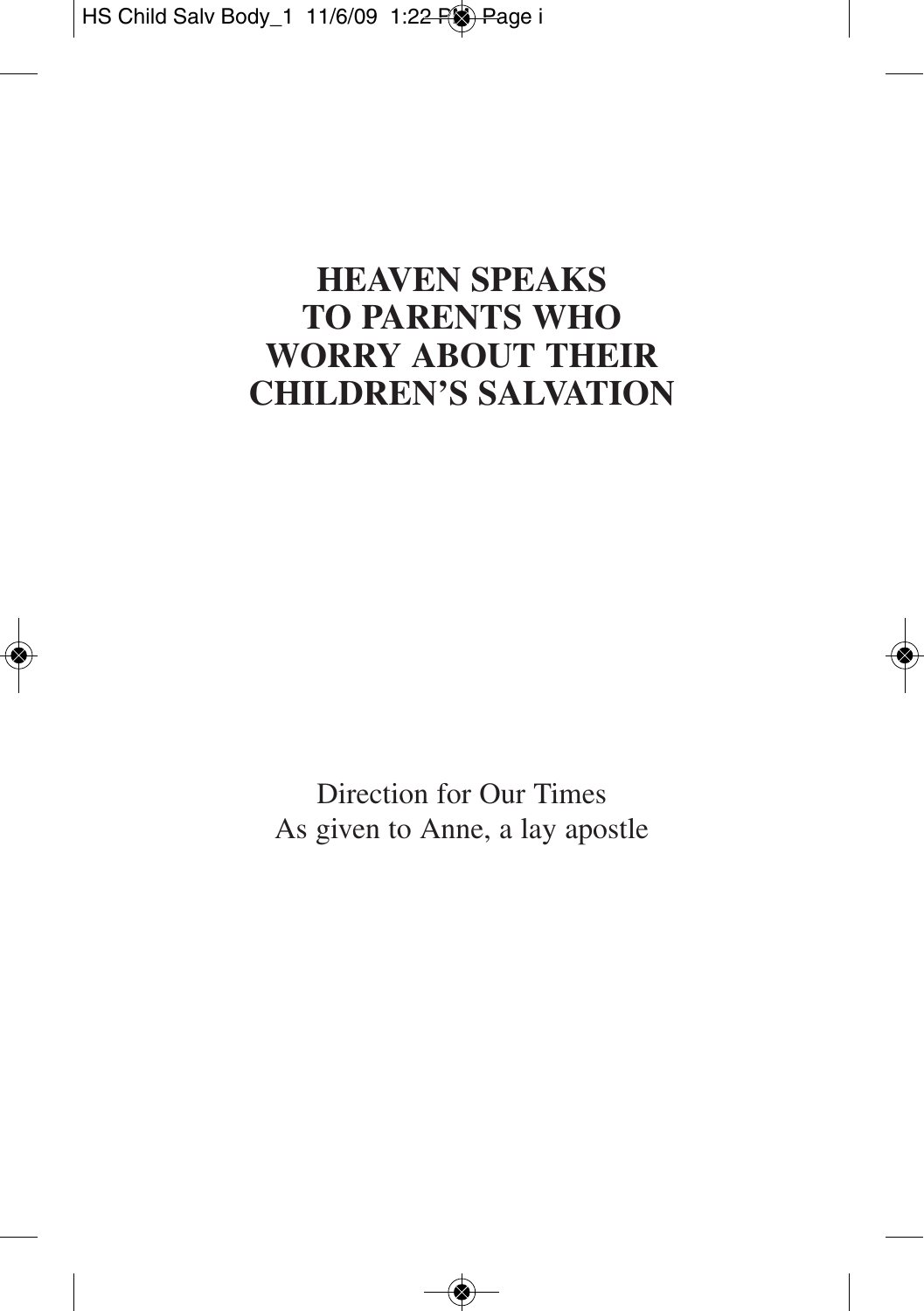# HEAVEN SPEAKS TO PARENTS WHO WORRY ABOUT THEIR CHILDREN'S SALVATION

Direction for Our Times
As given to Anne, a lay apostle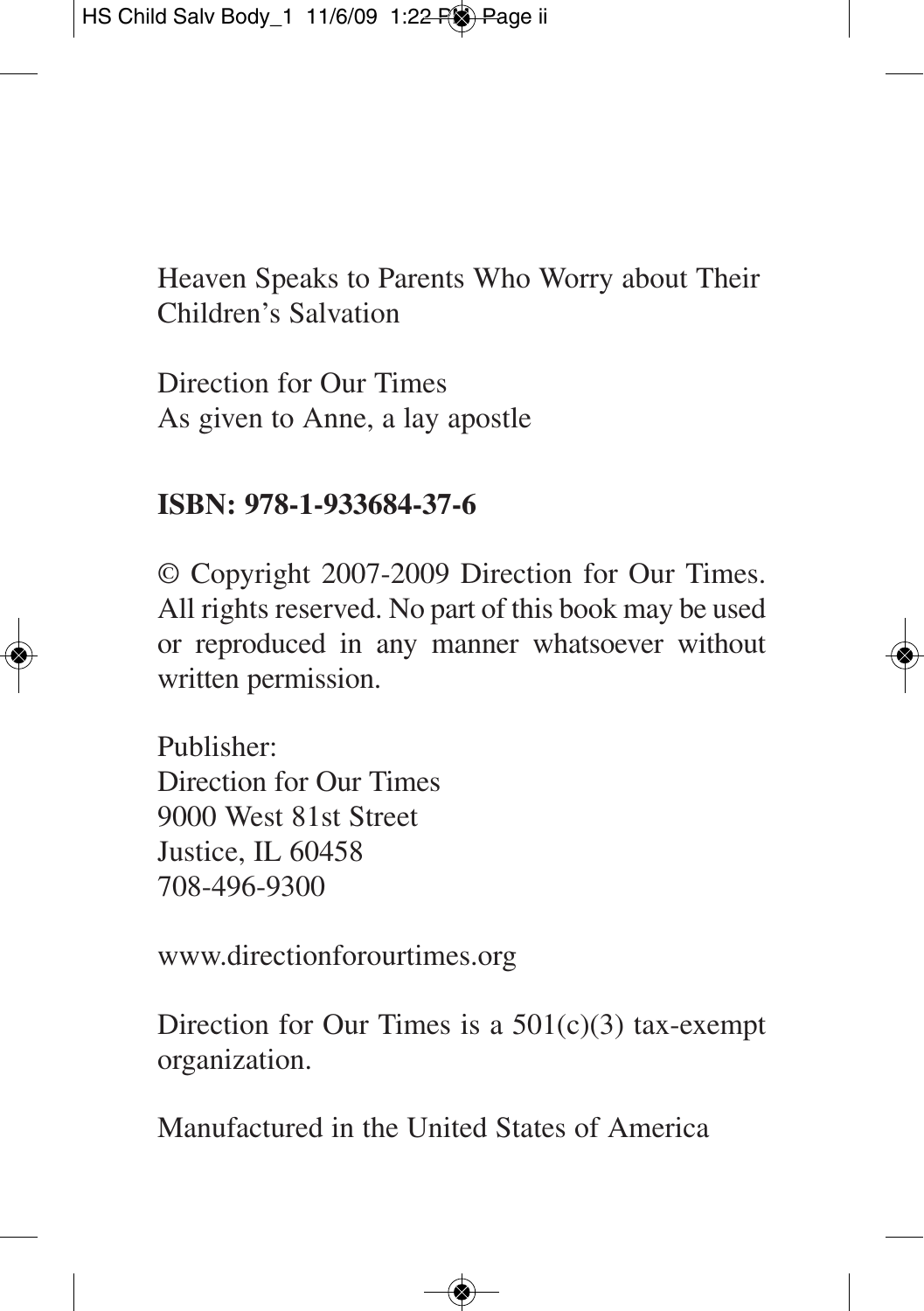Heaven Speaks to Parents Who Worry about Their Children's Salvation

Direction for Our Times
As given to Anne, a lay apostle

**ISBN: 978-1-933684-37-6**

© Copyright 2007-2009 Direction for Our Times. All rights reserved. No part of this book may be used or reproduced in any manner whatsoever without written permission.

Publisher:
Direction for Our Times
9000 West 81st Street
Justice, IL 60458
708-496-9300

www.directionforourtimes.org

Direction for Our Times is a 501(c)(3) tax-exempt organization.

Manufactured in the United States of America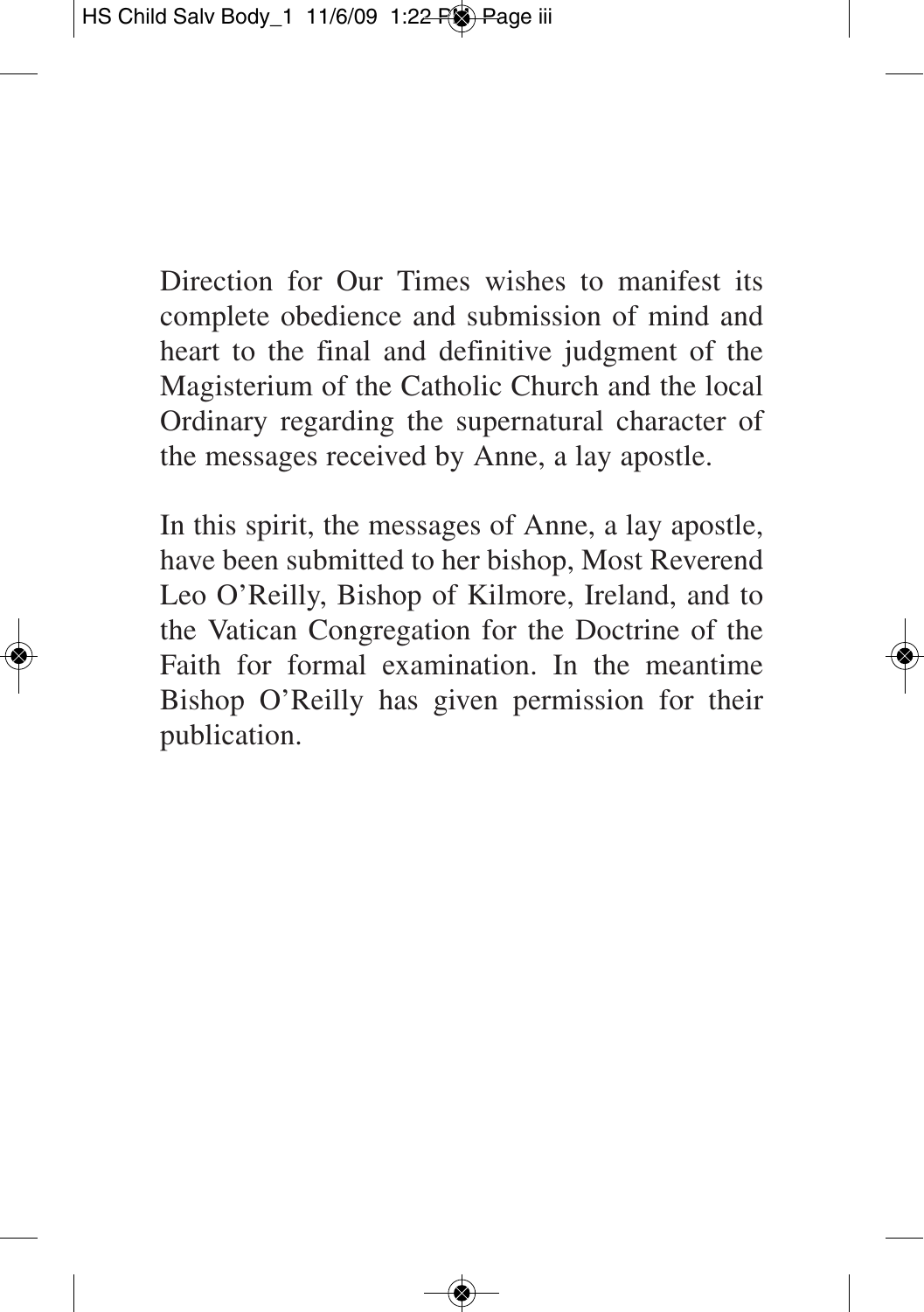Direction for Our Times wishes to manifest its complete obedience and submission of mind and heart to the final and definitive judgment of the Magisterium of the Catholic Church and the local Ordinary regarding the supernatural character of the messages received by Anne, a lay apostle.

In this spirit, the messages of Anne, a lay apostle, have been submitted to her bishop, Most Reverend Leo O'Reilly, Bishop of Kilmore, Ireland, and to the Vatican Congregation for the Doctrine of the Faith for formal examination. In the meantime Bishop O'Reilly has given permission for their publication.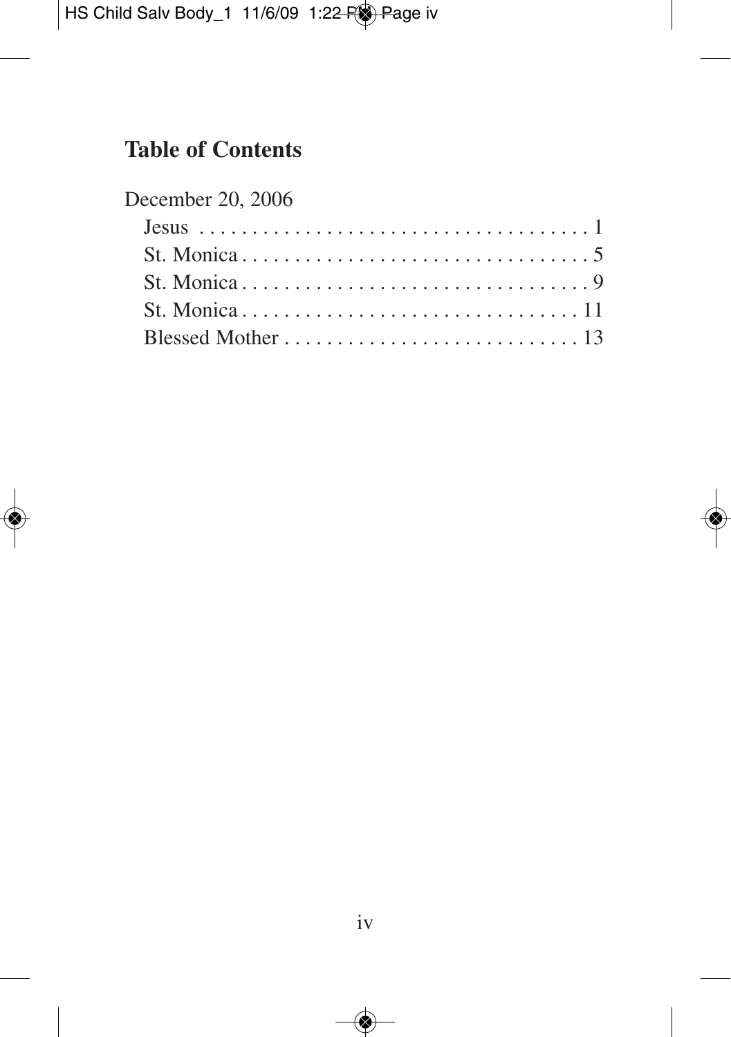## Table of Contents

December 20, 2006

- Jesus . . . . . . . . . . . . . . . . . . . . . . . . . . . . . . . . . . . . . 1
- St. Monica . . . . . . . . . . . . . . . . . . . . . . . . . . . . . . . . . 5
- St. Monica . . . . . . . . . . . . . . . . . . . . . . . . . . . . . . . . . 9
- St. Monica . . . . . . . . . . . . . . . . . . . . . . . . . . . . . . . . 11
- Blessed Mother . . . . . . . . . . . . . . . . . . . . . . . . . . . . 13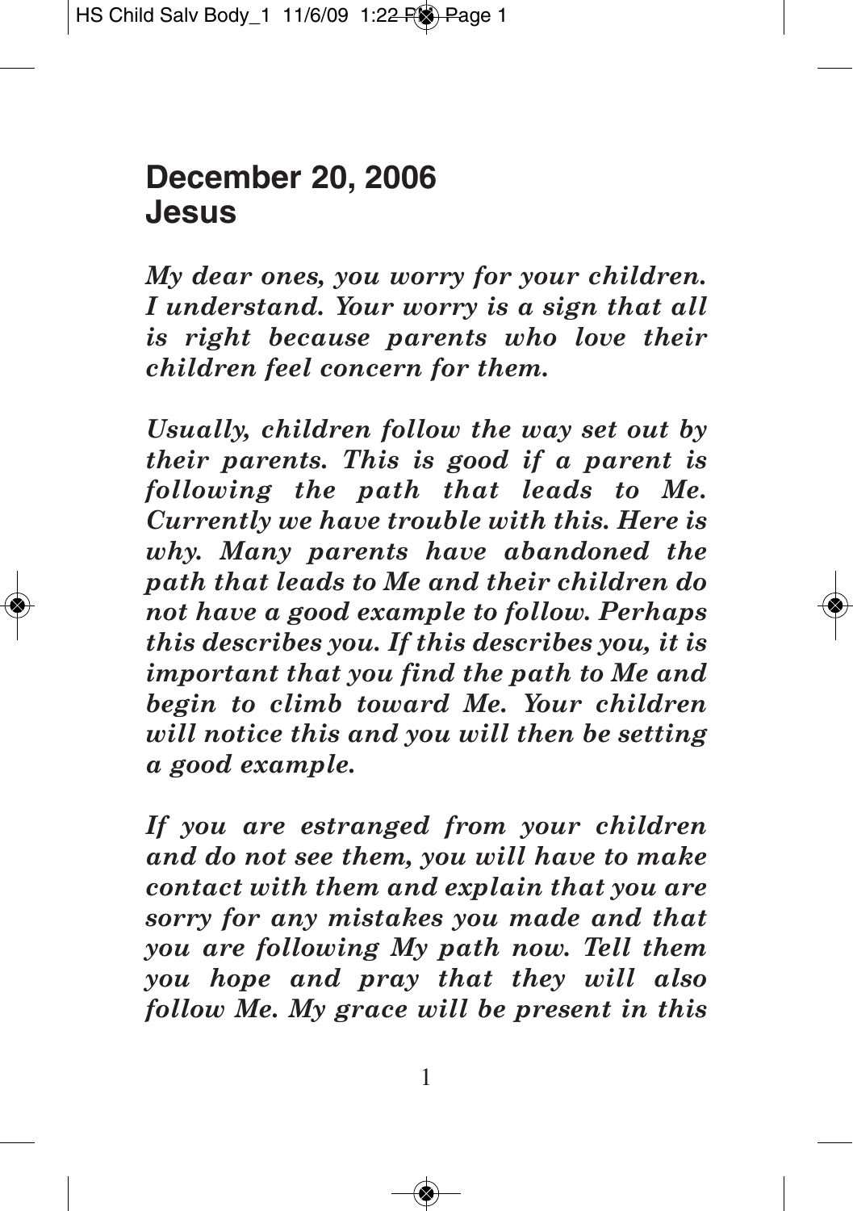## December 20, 2006
## Jesus

*My dear ones, you worry for your children. I understand. Your worry is a sign that all is right because parents who love their children feel concern for them.*

*Usually, children follow the way set out by their parents. This is good if a parent is following the path that leads to Me. Currently we have trouble with this. Here is why. Many parents have abandoned the path that leads to Me and their children do not have a good example to follow. Perhaps this describes you. If this describes you, it is important that you find the path to Me and begin to climb toward Me. Your children will notice this and you will then be setting a good example.*

*If you are estranged from your children and do not see them, you will have to make contact with them and explain that you are sorry for any mistakes you made and that you are following My path now. Tell them you hope and pray that they will also follow Me. My grace will be present in this*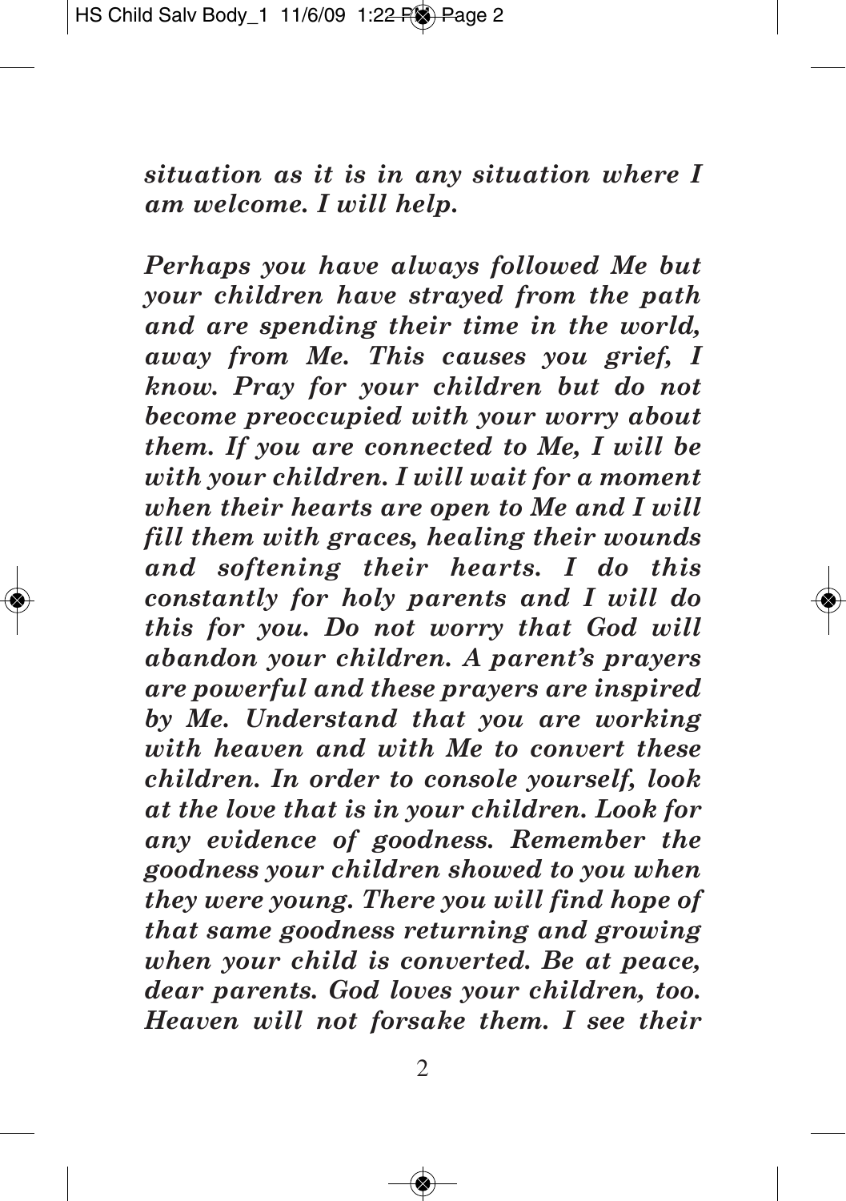*situation as it is in any situation where I am welcome. I will help.*

*Perhaps you have always followed Me but your children have strayed from the path and are spending their time in the world, away from Me. This causes you grief, I know. Pray for your children but do not become preoccupied with your worry about them. If you are connected to Me, I will be with your children. I will wait for a moment when their hearts are open to Me and I will fill them with graces, healing their wounds and softening their hearts. I do this constantly for holy parents and I will do this for you. Do not worry that God will abandon your children. A parent's prayers are powerful and these prayers are inspired by Me. Understand that you are working with heaven and with Me to convert these children. In order to console yourself, look at the love that is in your children. Look for any evidence of goodness. Remember the goodness your children showed to you when they were young. There you will find hope of that same goodness returning and growing when your child is converted. Be at peace, dear parents. God loves your children, too. Heaven will not forsake them. I see their*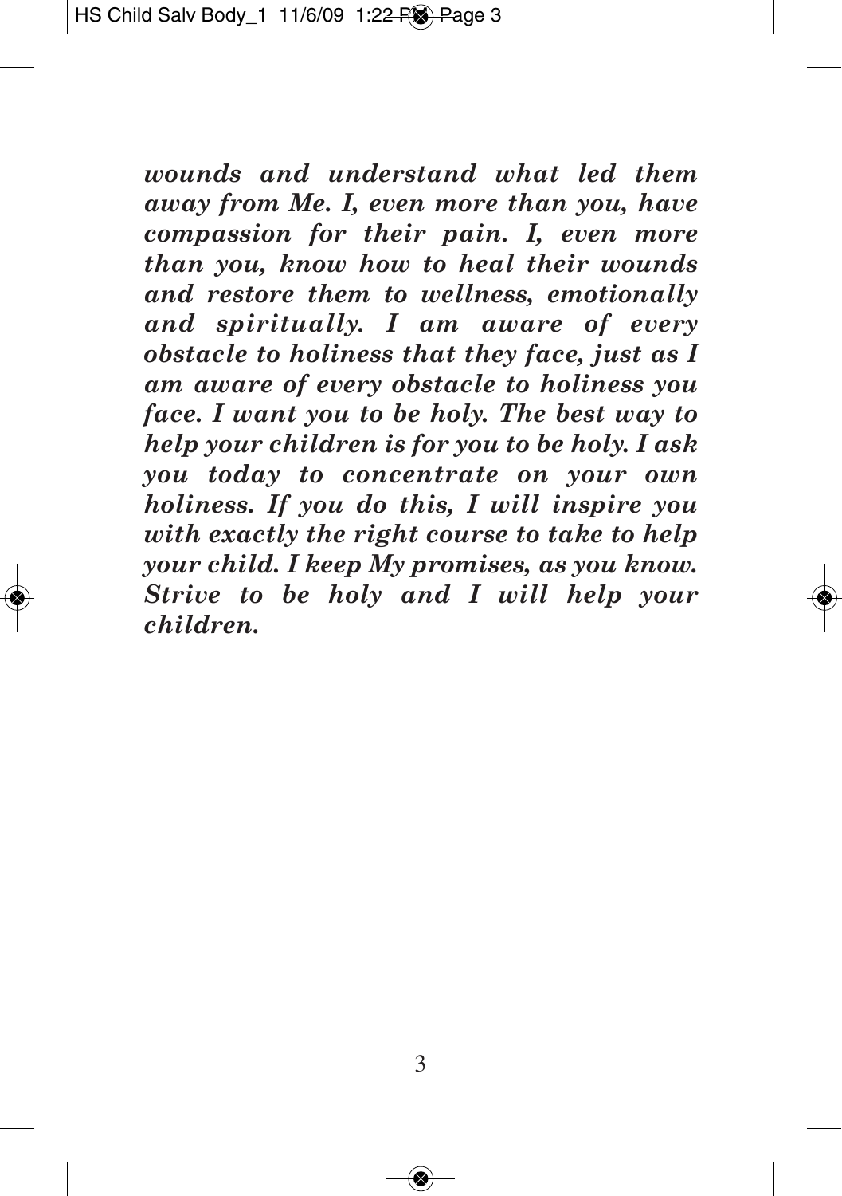*wounds and understand what led them away from Me. I, even more than you, have compassion for their pain. I, even more than you, know how to heal their wounds and restore them to wellness, emotionally and spiritually. I am aware of every obstacle to holiness that they face, just as I am aware of every obstacle to holiness you face. I want you to be holy. The best way to help your children is for you to be holy. I ask you today to concentrate on your own holiness. If you do this, I will inspire you with exactly the right course to take to help your child. I keep My promises, as you know. Strive to be holy and I will help your children.*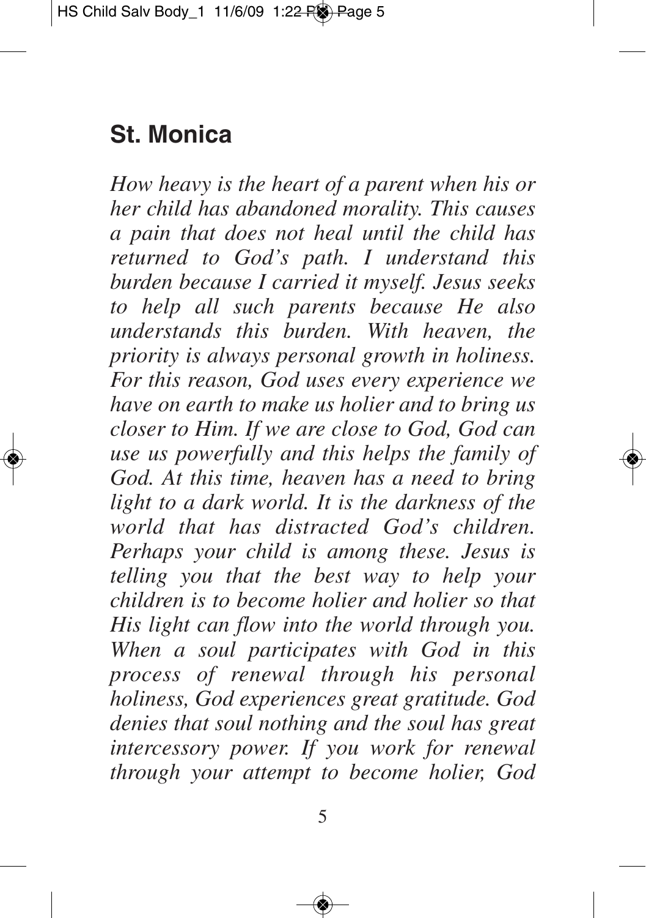## St. Monica

*How heavy is the heart of a parent when his or her child has abandoned morality. This causes a pain that does not heal until the child has returned to God's path. I understand this burden because I carried it myself. Jesus seeks to help all such parents because He also understands this burden. With heaven, the priority is always personal growth in holiness. For this reason, God uses every experience we have on earth to make us holier and to bring us closer to Him. If we are close to God, God can use us powerfully and this helps the family of God. At this time, heaven has a need to bring light to a dark world. It is the darkness of the world that has distracted God's children. Perhaps your child is among these. Jesus is telling you that the best way to help your children is to become holier and holier so that His light can flow into the world through you. When a soul participates with God in this process of renewal through his personal holiness, God experiences great gratitude. God denies that soul nothing and the soul has great intercessory power. If you work for renewal through your attempt to become holier, God*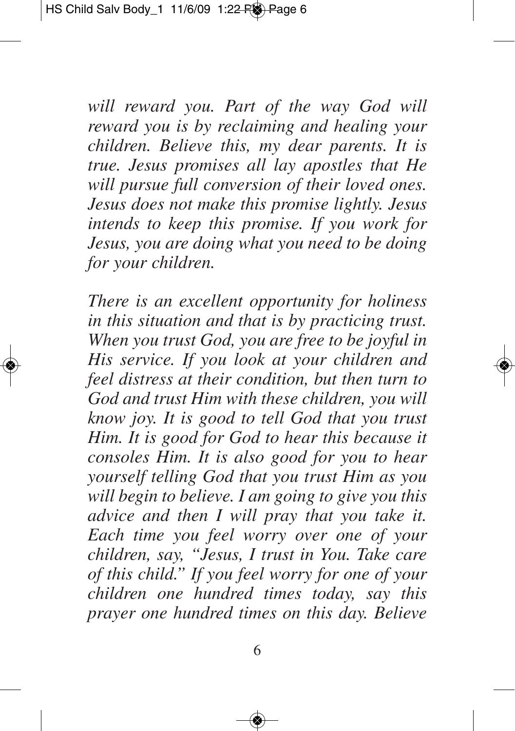*will reward you. Part of the way God will reward you is by reclaiming and healing your children. Believe this, my dear parents. It is true. Jesus promises all lay apostles that He will pursue full conversion of their loved ones. Jesus does not make this promise lightly. Jesus intends to keep this promise. If you work for Jesus, you are doing what you need to be doing for your children.*

*There is an excellent opportunity for holiness in this situation and that is by practicing trust. When you trust God, you are free to be joyful in His service. If you look at your children and feel distress at their condition, but then turn to God and trust Him with these children, you will know joy. It is good to tell God that you trust Him. It is good for God to hear this because it consoles Him. It is also good for you to hear yourself telling God that you trust Him as you will begin to believe. I am going to give you this advice and then I will pray that you take it. Each time you feel worry over one of your children, say, "Jesus, I trust in You. Take care of this child." If you feel worry for one of your children one hundred times today, say this prayer one hundred times on this day. Believe*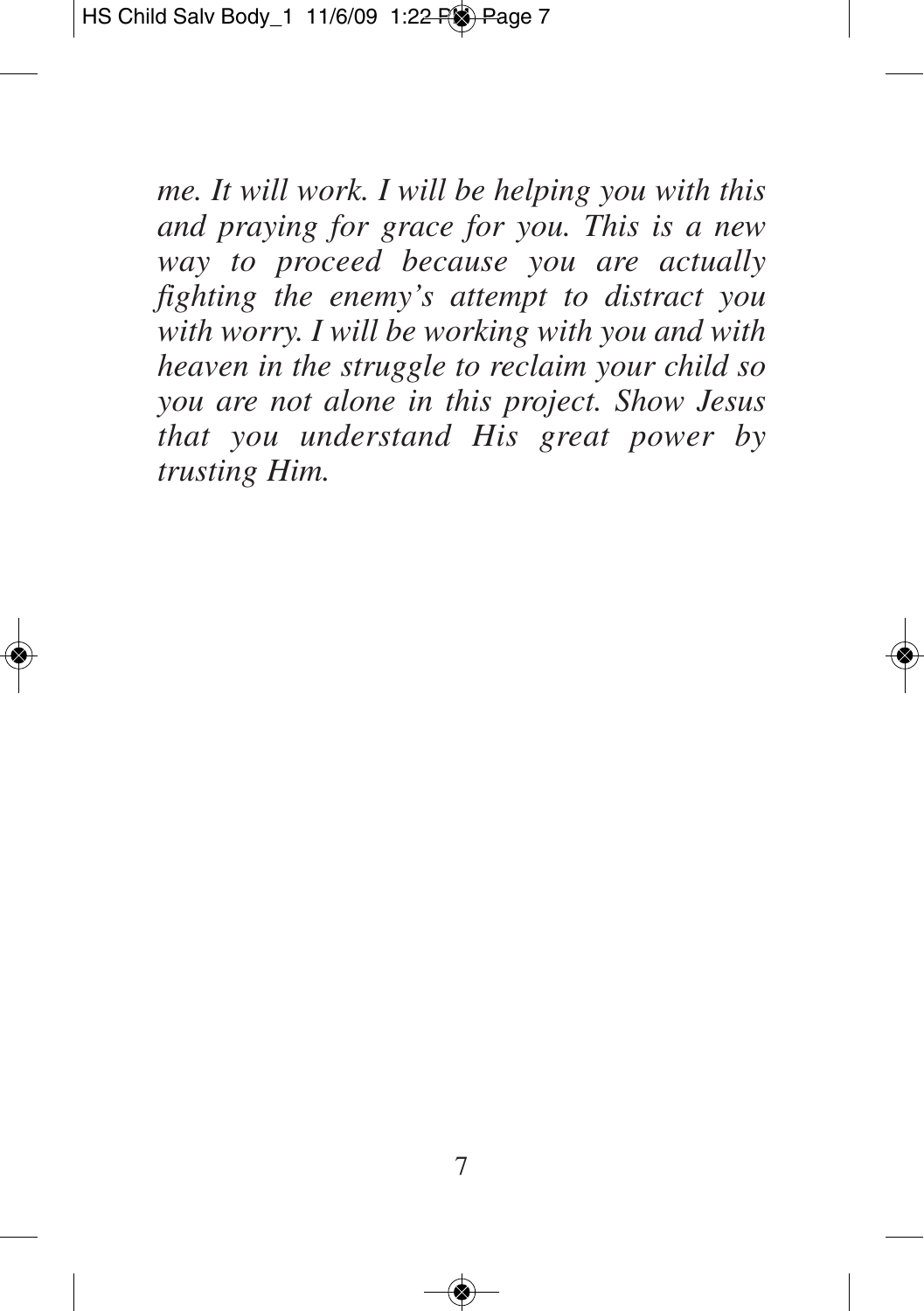*me. It will work. I will be helping you with this and praying for grace for you. This is a new way to proceed because you are actually fighting the enemy's attempt to distract you with worry. I will be working with you and with heaven in the struggle to reclaim your child so you are not alone in this project. Show Jesus that you understand His great power by trusting Him.*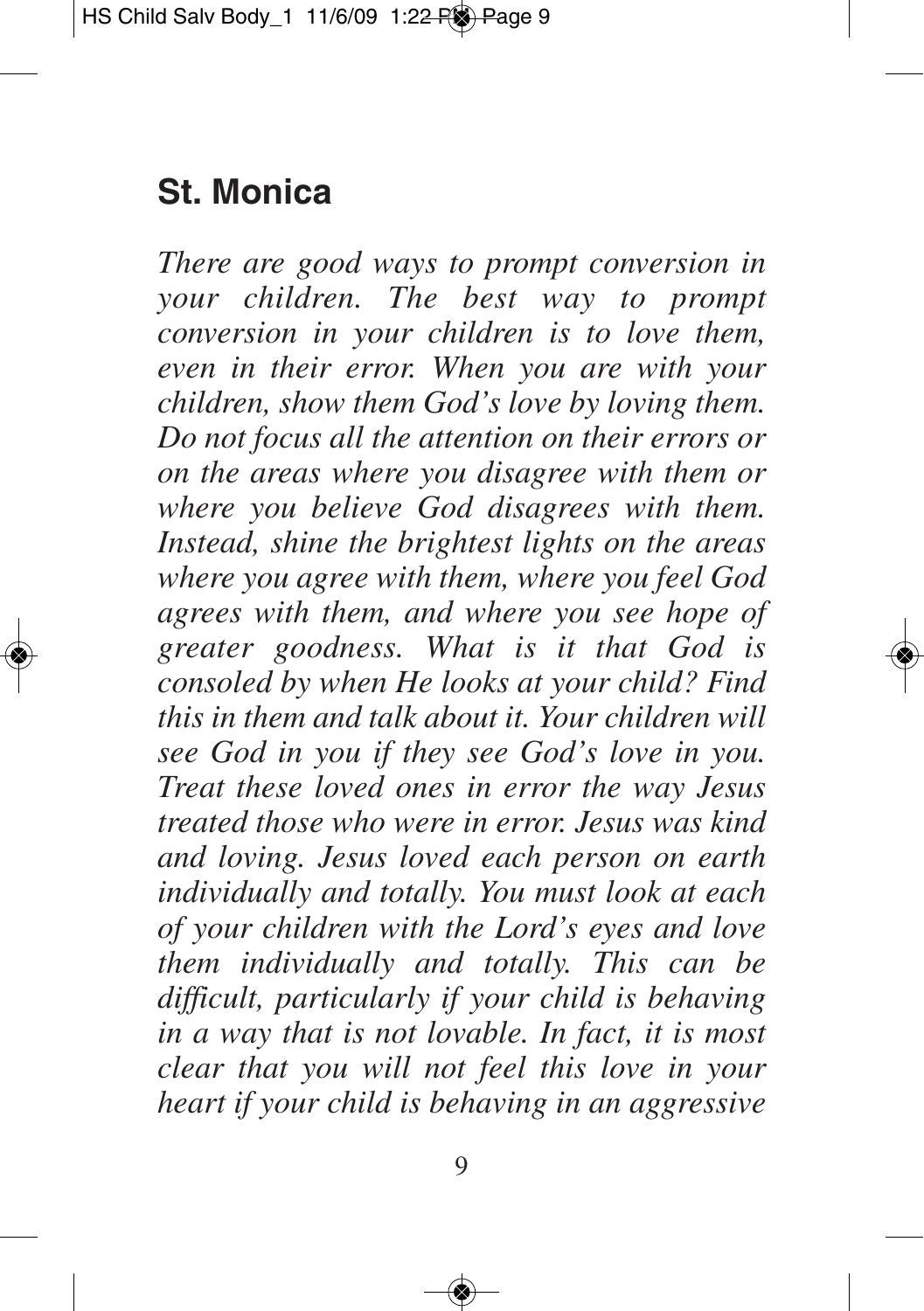## St. Monica

*There are good ways to prompt conversion in your children. The best way to prompt conversion in your children is to love them, even in their error. When you are with your children, show them God's love by loving them. Do not focus all the attention on their errors or on the areas where you disagree with them or where you believe God disagrees with them. Instead, shine the brightest lights on the areas where you agree with them, where you feel God agrees with them, and where you see hope of greater goodness. What is it that God is consoled by when He looks at your child? Find this in them and talk about it. Your children will see God in you if they see God's love in you. Treat these loved ones in error the way Jesus treated those who were in error. Jesus was kind and loving. Jesus loved each person on earth individually and totally. You must look at each of your children with the Lord's eyes and love them individually and totally. This can be difficult, particularly if your child is behaving in a way that is not lovable. In fact, it is most clear that you will not feel this love in your heart if your child is behaving in an aggressive*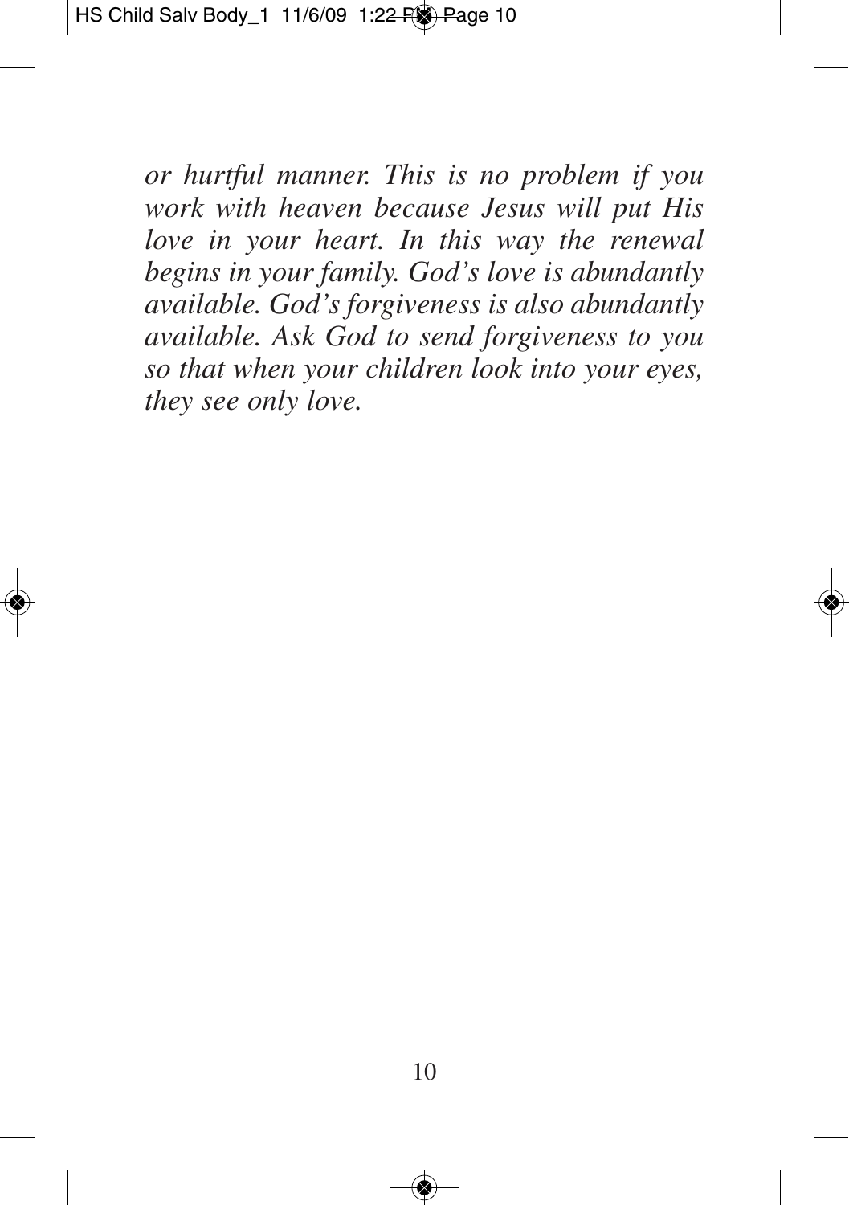*or hurtful manner. This is no problem if you work with heaven because Jesus will put His love in your heart. In this way the renewal begins in your family. God's love is abundantly available. God's forgiveness is also abundantly available. Ask God to send forgiveness to you so that when your children look into your eyes, they see only love.*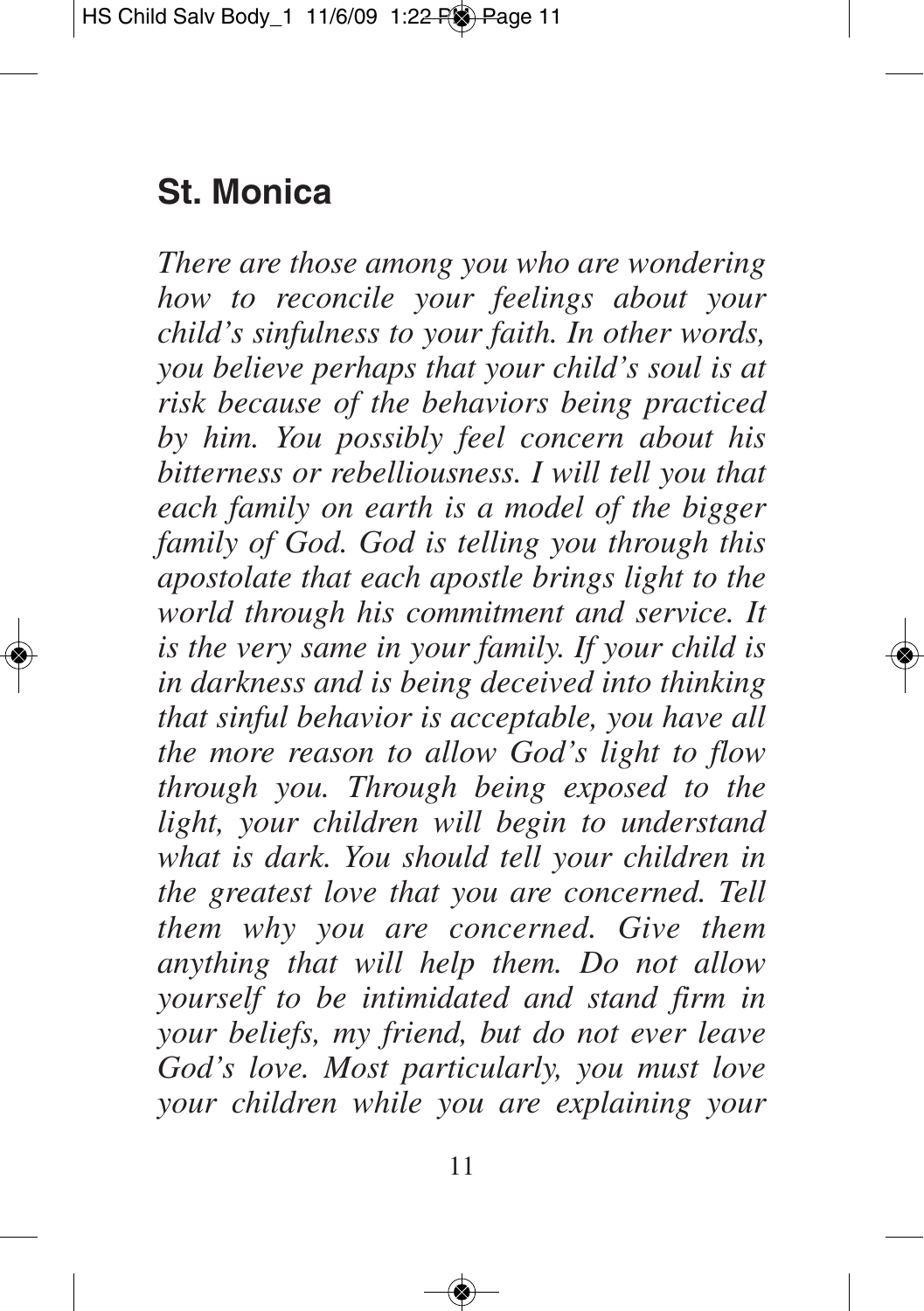## St. Monica

*There are those among you who are wondering how to reconcile your feelings about your child's sinfulness to your faith. In other words, you believe perhaps that your child's soul is at risk because of the behaviors being practiced by him. You possibly feel concern about his bitterness or rebelliousness. I will tell you that each family on earth is a model of the bigger family of God. God is telling you through this apostolate that each apostle brings light to the world through his commitment and service. It is the very same in your family. If your child is in darkness and is being deceived into thinking that sinful behavior is acceptable, you have all the more reason to allow God's light to flow through you. Through being exposed to the light, your children will begin to understand what is dark. You should tell your children in the greatest love that you are concerned. Tell them why you are concerned. Give them anything that will help them. Do not allow yourself to be intimidated and stand firm in your beliefs, my friend, but do not ever leave God's love. Most particularly, you must love your children while you are explaining your*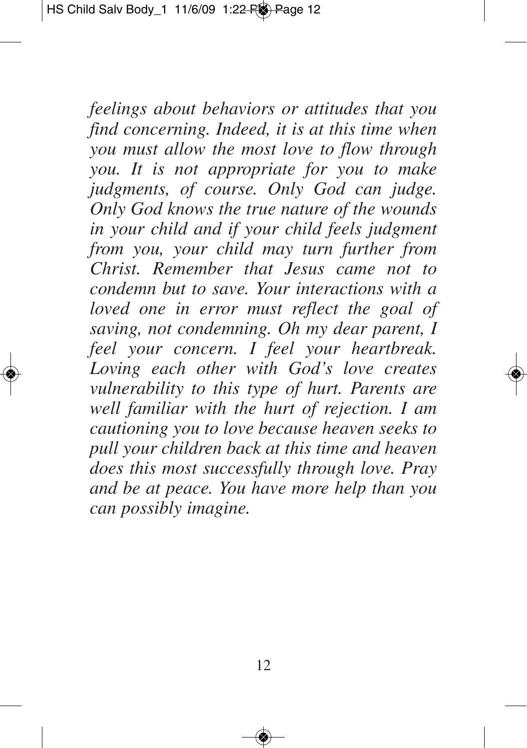*feelings about behaviors or attitudes that you find concerning. Indeed, it is at this time when you must allow the most love to flow through you. It is not appropriate for you to make judgments, of course. Only God can judge. Only God knows the true nature of the wounds in your child and if your child feels judgment from you, your child may turn further from Christ. Remember that Jesus came not to condemn but to save. Your interactions with a loved one in error must reflect the goal of saving, not condemning. Oh my dear parent, I feel your concern. I feel your heartbreak. Loving each other with God's love creates vulnerability to this type of hurt. Parents are well familiar with the hurt of rejection. I am cautioning you to love because heaven seeks to pull your children back at this time and heaven does this most successfully through love. Pray and be at peace. You have more help than you can possibly imagine.*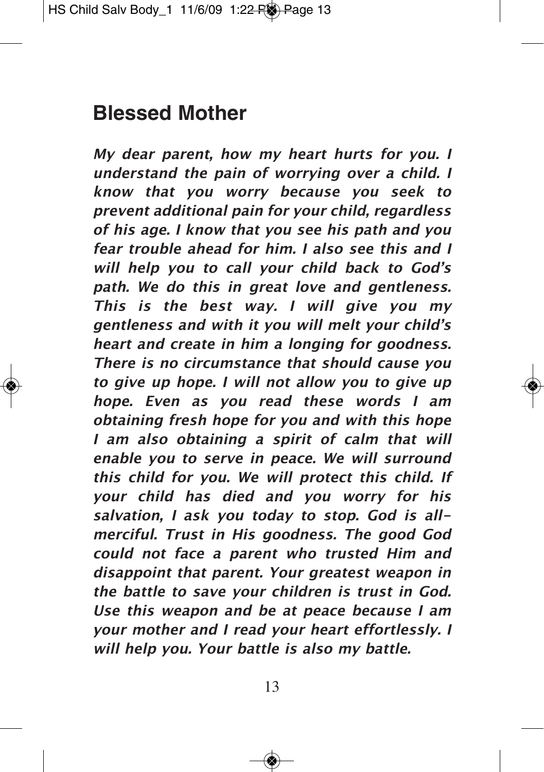## Blessed Mother

*My dear parent, how my heart hurts for you. I understand the pain of worrying over a child. I know that you worry because you seek to prevent additional pain for your child, regardless of his age. I know that you see his path and you fear trouble ahead for him. I also see this and I will help you to call your child back to God's path. We do this in great love and gentleness. This is the best way. I will give you my gentleness and with it you will melt your child's heart and create in him a longing for goodness. There is no circumstance that should cause you to give up hope. I will not allow you to give up hope. Even as you read these words I am obtaining fresh hope for you and with this hope I am also obtaining a spirit of calm that will enable you to serve in peace. We will surround this child for you. We will protect this child. If your child has died and you worry for his salvation, I ask you today to stop. God is all-merciful. Trust in His goodness. The good God could not face a parent who trusted Him and disappoint that parent. Your greatest weapon in the battle to save your children is trust in God. Use this weapon and be at peace because I am your mother and I read your heart effortlessly. I will help you. Your battle is also my battle.*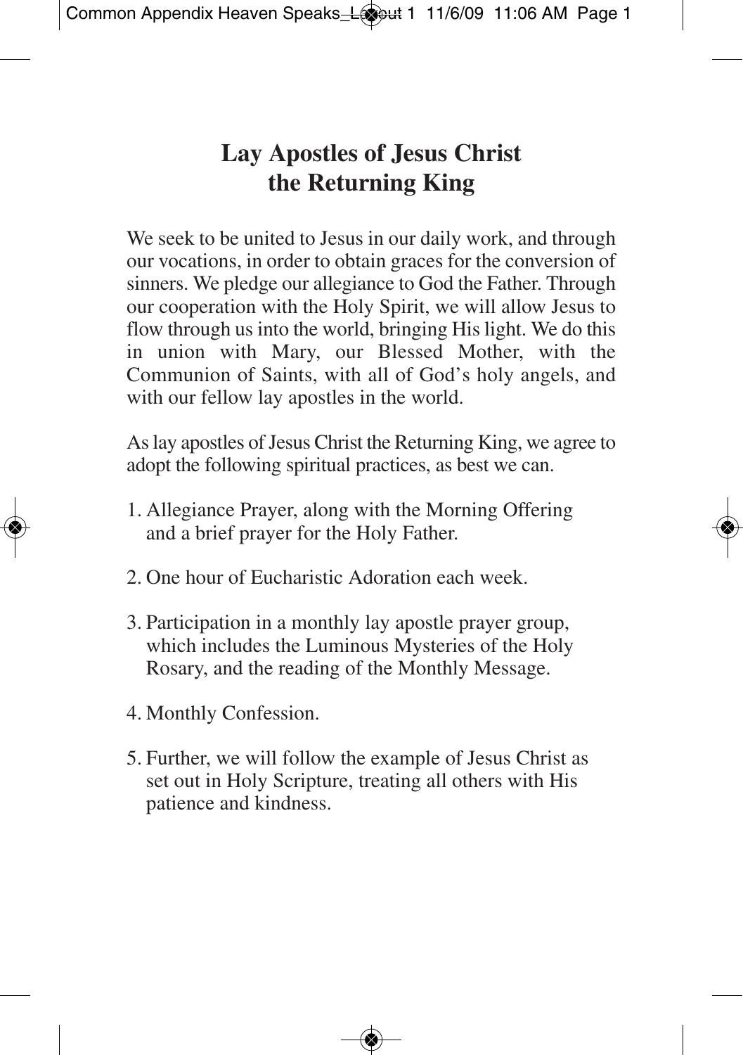# Lay Apostles of Jesus Christ the Returning King

We seek to be united to Jesus in our daily work, and through our vocations, in order to obtain graces for the conversion of sinners. We pledge our allegiance to God the Father. Through our cooperation with the Holy Spirit, we will allow Jesus to flow through us into the world, bringing His light. We do this in union with Mary, our Blessed Mother, with the Communion of Saints, with all of God's holy angels, and with our fellow lay apostles in the world.

As lay apostles of Jesus Christ the Returning King, we agree to adopt the following spiritual practices, as best we can.

1. Allegiance Prayer, along with the Morning Offering and a brief prayer for the Holy Father.

2. One hour of Eucharistic Adoration each week.

3. Participation in a monthly lay apostle prayer group, which includes the Luminous Mysteries of the Holy Rosary, and the reading of the Monthly Message.

4. Monthly Confession.

5. Further, we will follow the example of Jesus Christ as set out in Holy Scripture, treating all others with His patience and kindness.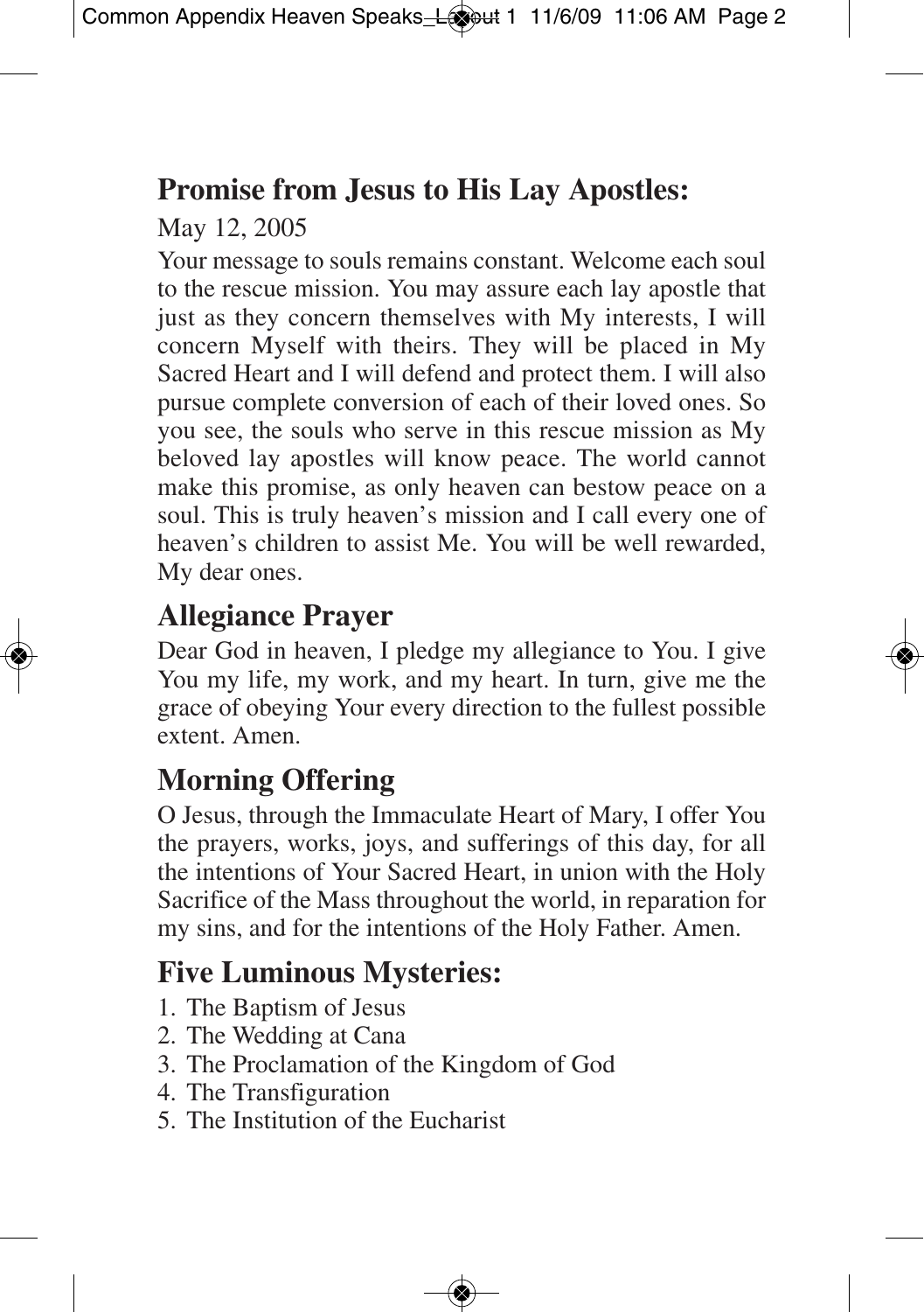## Promise from Jesus to His Lay Apostles:

May 12, 2005

Your message to souls remains constant. Welcome each soul to the rescue mission. You may assure each lay apostle that just as they concern themselves with My interests, I will concern Myself with theirs. They will be placed in My Sacred Heart and I will defend and protect them. I will also pursue complete conversion of each of their loved ones. So you see, the souls who serve in this rescue mission as My beloved lay apostles will know peace. The world cannot make this promise, as only heaven can bestow peace on a soul. This is truly heaven's mission and I call every one of heaven's children to assist Me. You will be well rewarded, My dear ones.

## Allegiance Prayer

Dear God in heaven, I pledge my allegiance to You. I give You my life, my work, and my heart. In turn, give me the grace of obeying Your every direction to the fullest possible extent. Amen.

## Morning Offering

O Jesus, through the Immaculate Heart of Mary, I offer You the prayers, works, joys, and sufferings of this day, for all the intentions of Your Sacred Heart, in union with the Holy Sacrifice of the Mass throughout the world, in reparation for my sins, and for the intentions of the Holy Father. Amen.

## Five Luminous Mysteries:

1. The Baptism of Jesus
2. The Wedding at Cana
3. The Proclamation of the Kingdom of God
4. The Transfiguration
5. The Institution of the Eucharist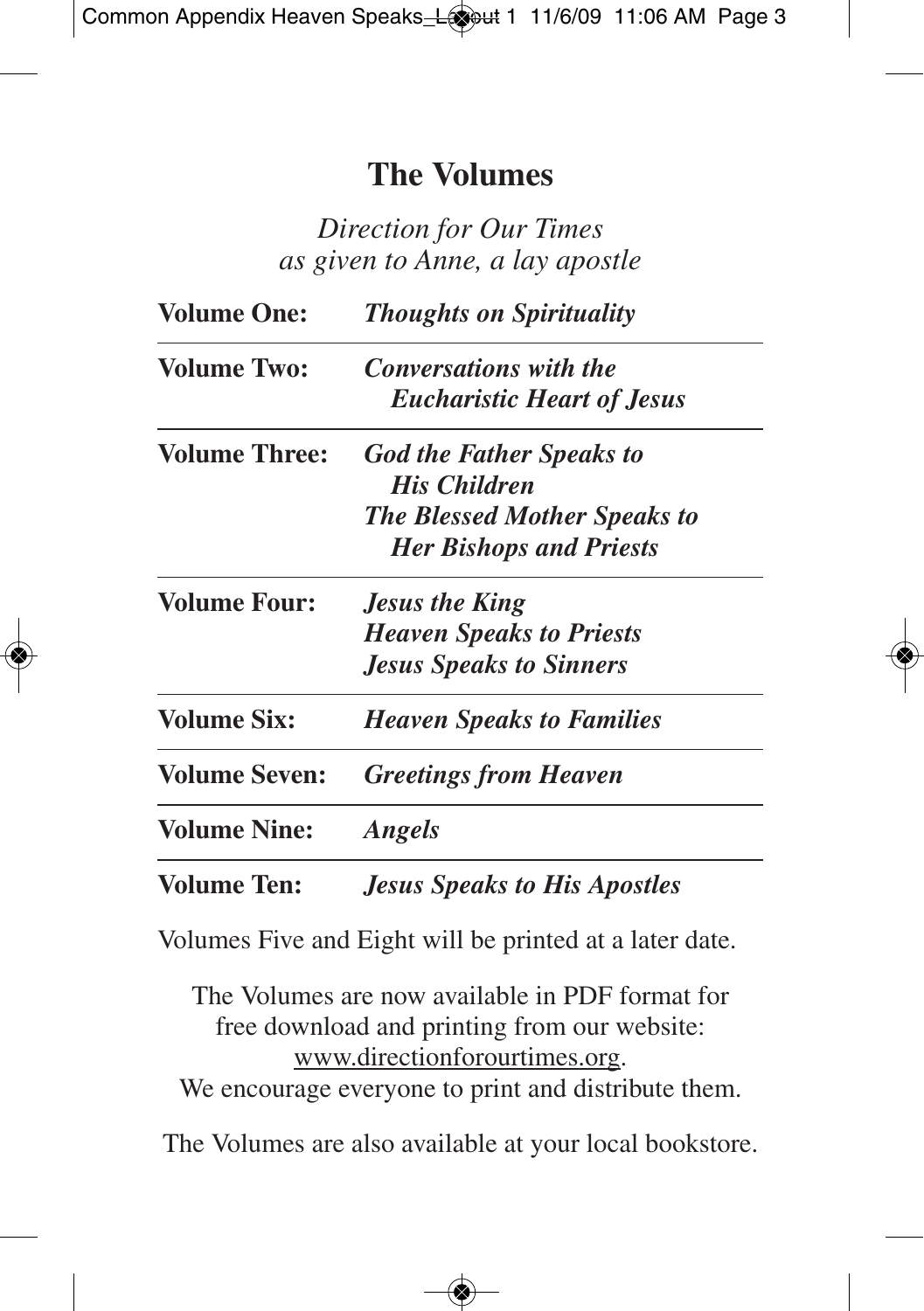## The Volumes

*Direction for Our Times*
*as given to Anne, a lay apostle*

| | |
|---|---|
| **Volume One:** | ***Thoughts on Spirituality*** |
| **Volume Two:** | ***Conversations with the Eucharistic Heart of Jesus*** |
| **Volume Three:** | ***God the Father Speaks to His Children*** <br> ***The Blessed Mother Speaks to Her Bishops and Priests*** |
| **Volume Four:** | ***Jesus the King*** <br> ***Heaven Speaks to Priests*** <br> ***Jesus Speaks to Sinners*** |
| **Volume Six:** | ***Heaven Speaks to Families*** |
| **Volume Seven:** | ***Greetings from Heaven*** |
| **Volume Nine:** | ***Angels*** |
| **Volume Ten:** | ***Jesus Speaks to His Apostles*** |

Volumes Five and Eight will be printed at a later date.

The Volumes are now available in PDF format for free download and printing from our website: www.directionforourtimes.org.
We encourage everyone to print and distribute them.

The Volumes are also available at your local bookstore.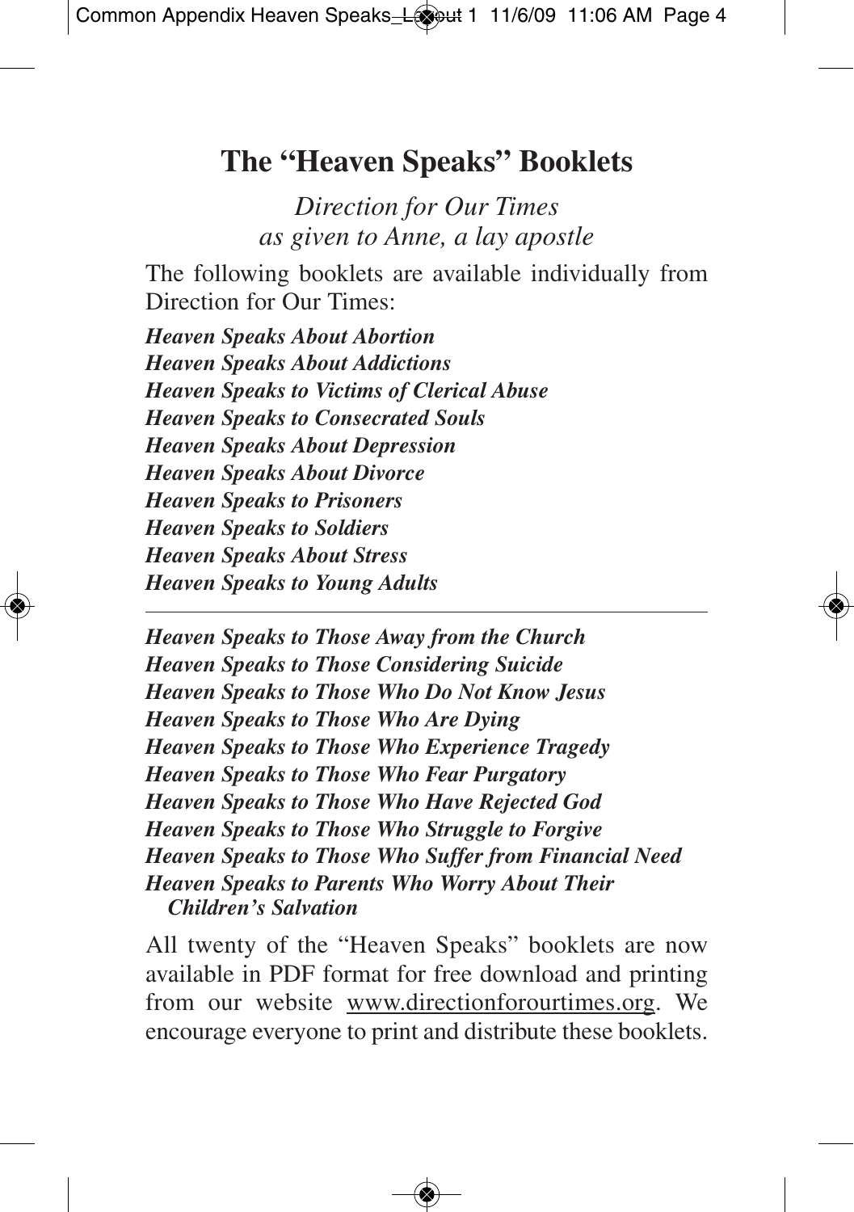# The "Heaven Speaks" Booklets

*Direction for Our Times*
*as given to Anne, a lay apostle*

The following booklets are available individually from Direction for Our Times:

***Heaven Speaks About Abortion***
***Heaven Speaks About Addictions***
***Heaven Speaks to Victims of Clerical Abuse***
***Heaven Speaks to Consecrated Souls***
***Heaven Speaks About Depression***
***Heaven Speaks About Divorce***
***Heaven Speaks to Prisoners***
***Heaven Speaks to Soldiers***
***Heaven Speaks About Stress***
***Heaven Speaks to Young Adults***

---

***Heaven Speaks to Those Away from the Church***
***Heaven Speaks to Those Considering Suicide***
***Heaven Speaks to Those Who Do Not Know Jesus***
***Heaven Speaks to Those Who Are Dying***
***Heaven Speaks to Those Who Experience Tragedy***
***Heaven Speaks to Those Who Fear Purgatory***
***Heaven Speaks to Those Who Have Rejected God***
***Heaven Speaks to Those Who Struggle to Forgive***
***Heaven Speaks to Those Who Suffer from Financial Need***
***Heaven Speaks to Parents Who Worry About Their Children's Salvation***

All twenty of the "Heaven Speaks" booklets are now available in PDF format for free download and printing from our website www.directionforourtimes.org. We encourage everyone to print and distribute these booklets.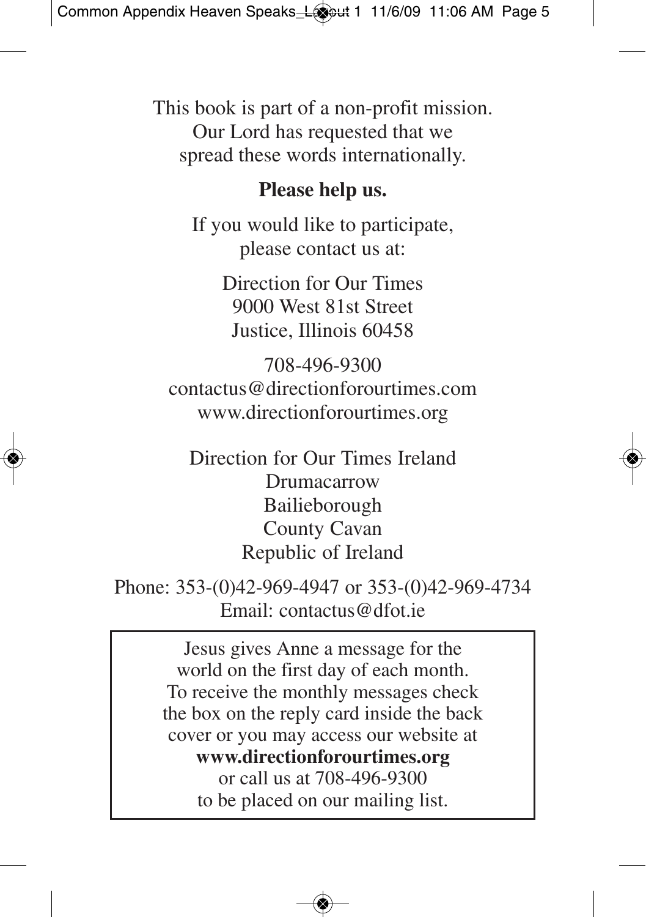This book is part of a non-profit mission.
Our Lord has requested that we
spread these words internationally.

**Please help us.**

If you would like to participate,
please contact us at:

Direction for Our Times
9000 West 81st Street
Justice, Illinois 60458

708-496-9300
contactus@directionforourtimes.com
www.directionforourtimes.org

Direction for Our Times Ireland
Drumacarrow
Bailieborough
County Cavan
Republic of Ireland

Phone: 353-(0)42-969-4947 or 353-(0)42-969-4734
Email: contactus@dfot.ie

Jesus gives Anne a message for the world on the first day of each month. To receive the monthly messages check the box on the reply card inside the back cover or you may access our website at **www.directionforourtimes.org** or call us at 708-496-9300 to be placed on our mailing list.